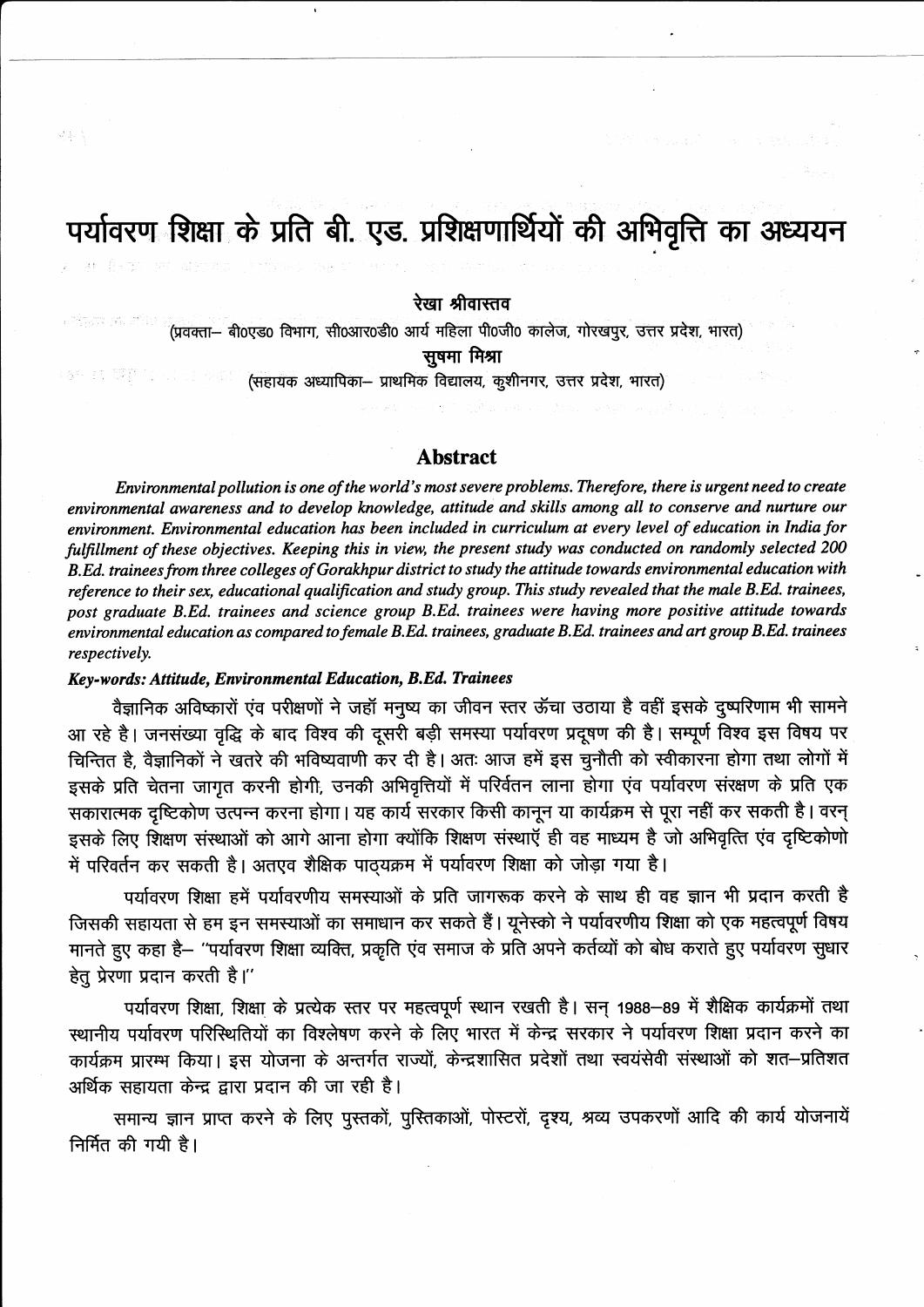# पर्यावरण शिक्षा के प्रति बी. एड. प्रशिक्षणार्थियों की अभिवृत्ति का अध्ययन

**रेखा श्रीवास्तव**

(प्रवक्ता– बी0एड0 विभाग, सी0आर0डी0 आर्य महिला पी0जी0 कालेज, गोरखपुर, उत्तर प्रदेश, भारत)

**सुषमा मिश्रा**

(सहायक अध्यापिका– प्राथमिक विद्यालय, कुशीनगर, उत्तर प्रदेश, भारत)

## Abstract

*Environmental pollution is one of the world's most severe problems. Therefore, there is urgent need to create environmental awareness and to develop knowledge, attitude and skills among all to conserve and nurture our environment. Environmental education has been included in curriculum at every level of education in India for fulfillment of these objectives. Keeping this in view, the present study was conducted on randomly selected 200 B.Ed. trainees from three colleges of Gorakhpur district to study the attitude towards environmental education with reference to their sex, educational qualification and study group. This study revealed that the male B.Ed. trainees, post graduate B.Ed. trainees and science group B.Ed. trainees were having more positive attitude towards environmental education as compared to female B.Ed. trainees, graduate B.Ed. trainees and art group B.Ed. trainees respectively.*

***Key-words: Attitude, Environmental Education, B.Ed. Trainees***

वैज्ञानिक अविष्कारों एंव परीक्षणों ने जहाँ मनुष्य का जीवन स्तर ऊँचा उठाया है वहीं इसके दुष्परिणाम भी सामने आ रहे है। जनसंख्या वृद्धि के बाद विश्व की दूसरी बड़ी समस्या पर्यावरण प्रदूषण की है। सम्पूर्ण विश्व इस विषय पर चिन्तित है, वैज्ञानिकों ने खतरे की भविष्यवाणी कर दी है। अतः आज हमें इस चुनौती को स्वीकारना होगा तथा लोगों में इसके प्रति चेतना जागृत करनी होगी, उनकी अभिवृत्तियों में परिर्वतन लाना होगा एंव पर्यावरण संरक्षण के प्रति एक सकारात्मक दृष्टिकोण उत्पन्न करना होगा। यह कार्य सरकार किसी कानून या कार्यक्रम से पूरा नहीं कर सकती है। वरन् इसके लिए शिक्षण संस्थाओं को आगे आना होगा क्योंकि शिक्षण संस्थाएँ ही वह माध्यम है जो अभिवृत्ति एंव दृष्टिकोणो में परिवर्तन कर सकती है। अतएव शैक्षिक पाठ्यक्रम में पर्यावरण शिक्षा को जोड़ा गया है।

पर्यावरण शिक्षा हमें पर्यावरणीय समस्याओं के प्रति जागरूक करने के साथ ही वह ज्ञान भी प्रदान करती है जिसकी सहायता से हम इन समस्याओं का समाधान कर सकते हैं। यूनेस्को ने पर्यावरणीय शिक्षा को एक महत्वपूर्ण विषय मानते हुए कहा है– "पर्यावरण शिक्षा व्यक्ति, प्रकृति एंव समाज के प्रति अपने कर्तव्यों को बोध कराते हुए पर्यावरण सुधार हेतु प्रेरणा प्रदान करती है।"

पर्यावरण शिक्षा, शिक्षा के प्रत्येक स्तर पर महत्वपूर्ण स्थान रखती है। सन् 1988–89 में शैक्षिक कार्यक्रमों तथा स्थानीय पर्यावरण परिस्थितियों का विश्लेषण करने के लिए भारत में केन्द्र सरकार ने पर्यावरण शिक्षा प्रदान करने का कार्यक्रम प्रारम्भ किया। इस योजना के अन्तर्गत राज्यों, केन्द्रशासित प्रदेशों तथा स्वयंसेवी संस्थाओं को शत–प्रतिशत अर्थिक सहायता केन्द्र द्वारा प्रदान की जा रही है।

समान्य ज्ञान प्राप्त करने के लिए पुस्तकों, पुस्तिकाओं, पोस्टरों, दृश्य, श्रव्य उपकरणों आदि की कार्य योजनायें निर्मित की गयी है।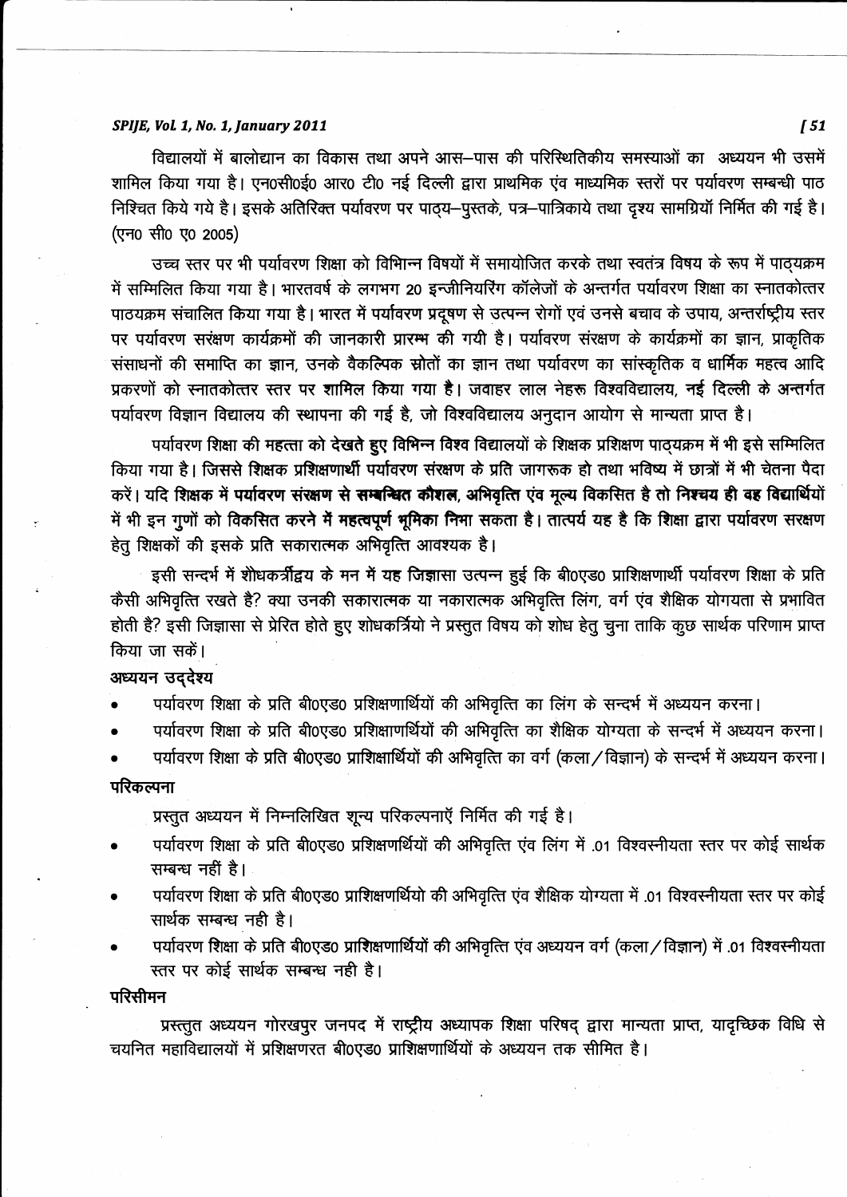विद्यालयों में बालोद्यान का विकास तथा अपने आस–पास की परिस्थितिकीय समस्याओं का अध्ययन भी उसमें शामिल किया गया है। एन0सी0ई0 आर0 टी0 नई दिल्ली द्वारा प्राथमिक एंव माध्यमिक स्तरों पर पर्यावरण सम्बन्धी पाठ निश्चित किये गये है। इसके अतिरिक्त पर्यावरण पर पाठ्य–पुस्तके, पत्र–पात्रिकाये तथा दृश्य सामग्रियॉ निर्मित की गई है। (एन0 सी0 ए0 2005)

उच्च स्तर पर भी पर्यावरण शिक्षा को विभिन्न विषयों में समायोजित करके तथा स्वतंत्र विषय के रूप में पाठ्यक्रम में सम्मिलित किया गया है। भारतवर्ष के लगभग 20 इन्जीनियरिंग कॉलेजों के अन्तर्गत पर्यावरण शिक्षा का स्नातकोत्तर पाठयक्रम संचालित किया गया है। भारत में पर्यावरण प्रदूषण से उत्पन्न रोगों एवं उनसे बचाव के उपाय, अन्तर्राष्ट्रीय स्तर पर पर्यावरण संरक्षण कार्यक्रमों की जानकारी प्रारम्भ की गयी है। पर्यावरण संरक्षण के कार्यक्रमों का ज्ञान, प्राकृतिक संसाधनों की समाप्ति का ज्ञान, उनके वैकल्पिक स्रोतों का ज्ञान तथा पर्यावरण का सांस्कृतिक व धार्मिक महत्व आदि प्रकरणों को स्नातकोत्तर स्तर पर शामिल किया गया है। जवाहर लाल नेहरू विश्वविद्यालय, नई दिल्ली के अन्तर्गत पर्यावरण विज्ञान विद्यालय की स्थापना की गई है, जो विश्वविद्यालय अनुदान आयोग से मान्यता प्राप्त है।

पर्यावरण शिक्षा की महत्ता को देखते हुए विभिन्न विश्व विद्यालयों के शिक्षक प्रशिक्षण पाठ्यक्रम में भी इसे सम्मिलित किया गया है। जिससे शिक्षक प्रशिक्षणार्थी पर्यावरण संरक्षण के प्रति जागरूक हो तथा भविष्य में छात्रों में भी चेतना पैदा करें। यदि शिक्षक में पर्यावरण संरक्षण से सम्बन्धित कौशल, अभिवृत्ति एंव मूल्य विकसित है तो निश्चय ही वह विद्यार्थियों में भी इन गुणों को विकसित करने में महत्वपूर्ण भूमिका निभा सकता है। तात्पर्य यह है कि शिक्षा द्वारा पर्यावरण सरक्षण हेतु शिक्षकों की इसके प्रति सकारात्मक अभिवृत्ति आवश्यक है।

इसी सन्दर्भ में शोधकर्त्रीद्वय के मन में यह जिज्ञासा उत्पन्न हुई कि बी0एड0 प्राशिक्षणार्थी पर्यावरण शिक्षा के प्रति कैसी अभिवृत्ति रखते है? क्या उनकी सकारात्मक या नकारात्मक अभिवृत्ति लिंग, वर्ग एंव शैक्षिक योगयता से प्रभावित होती है? इसी जिज्ञासा से प्रेरित होते हुए शोधकर्त्रियो ने प्रस्तुत विषय को शोध हेतु चुना ताकि कुछ सार्थक परिणाम प्राप्त किया जा सकें।

### अध्ययन उद्देश्य

- पर्यावरण शिक्षा के प्रति बी0एड0 प्रशिक्षणार्थियों की अभिवृत्ति का लिंग के सन्दर्भ में अध्ययन करना।
- पर्यावरण शिक्षा के प्रति बी0एड0 प्रशिक्षाणर्थियों की अभिवृत्ति का शैक्षिक योग्यता के सन्दर्भ में अध्ययन करना।
- पर्यावरण शिक्षा के प्रति बी0एड0 प्राशिक्षार्थियों की अभिवृत्ति का वर्ग (कला/विज्ञान) के सन्दर्भ में अध्ययन करना।

### परिकल्पना

प्रस्तुत अध्ययन में निम्नलिखित शून्य परिकल्पनाऍ निर्मित की गई है।

- पर्यावरण शिक्षा के प्रति बी0एड0 प्रशिक्षणर्थियों की अभिवृत्ति एंव लिंग में .01 विश्वस्नीयता स्तर पर कोई सार्थक सम्बन्ध नहीं है।
- पर्यावरण शिक्षा के प्रति बी0एड0 प्राशिक्षणर्थियो की अभिवृत्ति एंव शैक्षिक योग्यता में .01 विश्वस्नीयता स्तर पर कोई सार्थक सम्बन्ध नही है।
- पर्यावरण शिक्षा के प्रति बी0एड0 प्राशिक्षणार्थियों की अभिवृत्ति एंव अध्ययन वर्ग (कला/विज्ञान) में .01 विश्वस्नीयता स्तर पर कोई सार्थक सम्बन्ध नही है।

### परिसीमन

प्रस्तुत अध्ययन गोरखपुर जनपद में राष्ट्रीय अध्यापक शिक्षा परिषद् द्वारा मान्यता प्राप्त, यादृच्छिक विधि से चयनित महाविद्यालयों में प्रशिक्षणरत बी0एड0 प्राशिक्षणार्थियों के अध्ययन तक सीमित है।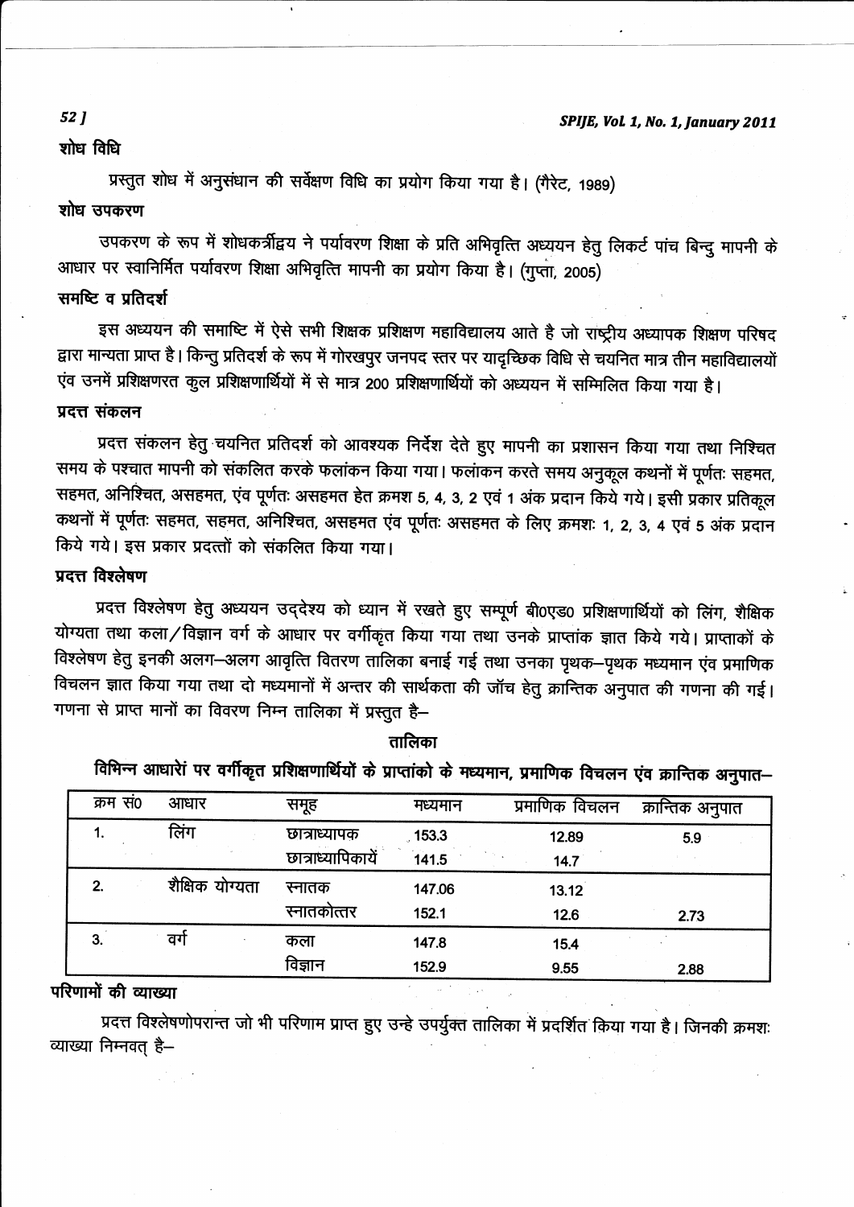### शोध विधि

प्रस्तुत शोध में अनुसंधान की सर्वेक्षण विधि का प्रयोग किया गया है। (गैरेट, 1989)

### शोध उपकरण

उपकरण के रूप में शोधकर्त्रीद्वय ने पर्यावरण शिक्षा के प्रति अभिवृत्ति अध्ययन हेतु लिकर्ट पांच बिन्दु मापनी के आधार पर स्वानिर्मित पर्यावरण शिक्षा अभिवृत्ति मापनी का प्रयोग किया है। (गुप्ता, 2005)

### समष्टि व प्रतिदर्श

इस अध्ययन की समाष्टि में ऐसे सभी शिक्षक प्रशिक्षण महाविद्यालय आते है जो राष्ट्रीय अध्यापक शिक्षण परिषद द्वारा मान्यता प्राप्त है। किन्तु प्रतिदर्श के रूप में गोरखपुर जनपद स्तर पर यादृच्छिक विधि से चयनित मात्र तीन महाविद्यालयों एंव उनमें प्रशिक्षणरत कुल प्रशिक्षणार्थियों में से मात्र 200 प्रशिक्षणार्थियों को अध्ययन में सम्मिलित किया गया है।

### प्रदत्त संकलन

प्रदत्त संकलन हेतु चयनित प्रतिदर्श को आवश्यक निर्देश देते हुए मापनी का प्रशासन किया गया तथा निश्चित समय के पश्चात मापनी को संकलित करके फलांकन किया गया। फलांकन करते समय अनुकूल कथनों में पूर्णतः सहमत, सहमत, अनिश्चित, असहमत, एंव पूर्णतः असहमत हेत क्रमश 5, 4, 3, 2 एवं 1 अंक प्रदान किये गये। इसी प्रकार प्रतिकूल कथनों में पूर्णतः सहमत, सहमत, अनिश्चित, असहमत एंव पूर्णतः असहमत के लिए क्रमशः 1, 2, 3, 4 एवं 5 अंक प्रदान किये गये। इस प्रकार प्रदत्तों को संकलित किया गया।

### प्रदत्त विश्लेषण

प्रदत्त विश्लेषण हेतु अध्ययन उद्देश्य को ध्यान में रखते हुए सम्पूर्ण बी0एड0 प्रशिक्षणार्थियों को लिंग, शैक्षिक योग्यता तथा कला/विज्ञान वर्ग के आधार पर वर्गीकृत किया गया तथा उनके प्राप्तांक ज्ञात किये गये। प्राप्ताकों के विश्लेषण हेतु इनकी अलग–अलग आवृत्ति वितरण तालिका बनाई गई तथा उनका पृथक–पृथक मध्यमान एंव प्रमाणिक विचलन ज्ञात किया गया तथा दो मध्यमानों में अन्तर की सार्थकता की जॉच हेतु क्रान्तिक अनुपात की गणना की गई। गणना से प्राप्त मानों का विवरण निम्न तालिका में प्रस्तुत है–

**तालिका**

**विभिन्न आधारों पर वर्गीकृत प्रशिक्षणार्थियों के प्राप्तांको के मध्यमान, प्रमाणिक विचलन एंव क्रान्तिक अनुपात–**

| क्रम सं0 | आधार | समूह | मध्यमान | प्रमाणिक विचलन | क्रान्तिक अनुपात |
|---|---|---|---|---|---|
| 1. | लिंग | छात्राध्यापक | 153.3 | 12.89 | 5.9 |
| | | छात्राध्यापिकायें | 141.5 | 14.7 | |
| 2. | शैक्षिक योग्यता | स्नातक | 147.06 | 13.12 | |
| | | स्नातकोत्तर | 152.1 | 12.6 | 2.73 |
| 3. | वर्ग | कला | 147.8 | 15.4 | |
| | | विज्ञान | 152.9 | 9.55 | 2.88 |

### परिणामों की व्याख्या

प्रदत्त विश्लेषणोपरान्त जो भी परिणाम प्राप्त हुए उन्हे उपर्युक्त तालिका में प्रदर्शित किया गया है। जिनकी क्रमशः व्याख्या निम्नवत् है–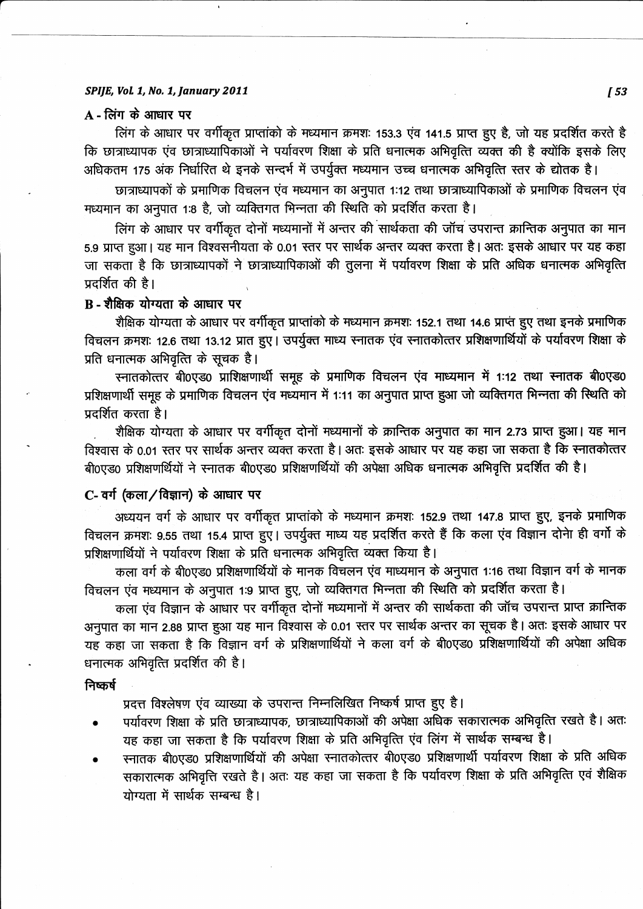### A - लिंग के आधार पर

लिंग के आधार पर वर्गीकृत प्राप्तांको के मध्यमान क्रमशः 153.3 एंव 141.5 प्राप्त हुए है, जो यह प्रदर्शित करते है कि छात्राध्यापक एंव छात्राध्यापिकाओं ने पर्यावरण शिक्षा के प्रति धनात्मक अभिवृत्ति व्यक्त की है क्योंकि इसके लिए अधिकतम 175 अंक निर्धारित थे इनके सन्दर्भ में उपर्युक्त मध्यमान उच्च धनात्मक अभिवृत्ति स्तर के द्योतक है।

छात्राध्यापकों के प्रमाणिक विचलन एंव मध्यमान का अनुपात 1:12 तथा छात्राध्यापिकाओं के प्रमाणिक विचलन एंव मध्यमान का अनुपात 1:8 है, जो व्यक्तिगत भिन्नता की स्थिति को प्रदर्शित करता है।

लिंग के आधार पर वर्गीकृत दोनों मध्यमानों में अन्तर की सार्थकता की जॉच उपरान्त क्रान्तिक अनुपात का मान 5.9 प्राप्त हुआ। यह मान विश्वसनीयता के 0.01 स्तर पर सार्थक अन्तर व्यक्त करता है। अतः इसके आधार पर यह कहा जा सकता है कि छात्राध्यापकों ने छात्राध्यापिकाओं की तुलना में पर्यावरण शिक्षा के प्रति अधिक धनात्मक अभिवृत्ति प्रदर्शित की है।

### B - शैक्षिक योग्यता के आधार पर

शैक्षिक योग्यता के आधार पर वर्गीकृत प्राप्तांको के मध्यमान क्रमशः 152.1 तथा 14.6 प्राप्त हुए तथा इनके प्रमाणिक विचलन क्रमशः 12.6 तथा 13.12 प्रात हुए। उपर्युक्त माध्य स्नातक एंव स्नातकोत्तर प्रशिक्षणार्थियों के पर्यावरण शिक्षा के प्रति धनात्मक अभिवृत्ति के सूचक है।

स्नातकोत्तर बी0एड0 प्राशिक्षणार्थी समूह के प्रमाणिक विचलन एंव माध्यमान में 1:12 तथा स्नातक बी0एड0 प्रशिक्षणार्थी समूह के प्रमाणिक विचलन एंव मध्यमान में 1:11 का अनुपात प्राप्त हुआ जो व्यक्तिगत भिन्नता की स्थिति को प्रदर्शित करता है।

शैक्षिक योग्यता के आधार पर वर्गीकृत दोनों मध्यमानों के क्रान्तिक अनुपात का मान 2.73 प्राप्त हुआ। यह मान विश्वास के 0.01 स्तर पर सार्थक अन्तर व्यक्त करता है। अतः इसके आधार पर यह कहा जा सकता है कि स्नातकोत्तर बी0एड0 प्रशिक्षणर्थियों ने स्नातक बी0एड0 प्रशिक्षणर्थियों की अपेक्षा अधिक धनात्मक अभिवृत्ति प्रदर्शित की है।

### C- वर्ग (कला/विज्ञान) के आधार पर

अध्ययन वर्ग के आधार पर वर्गीकृत प्राप्तांको के मध्यमान क्रमशः 152.9 तथा 147.8 प्राप्त हुए, इनके प्रमाणिक विचलन क्रमशः 9.55 तथा 15.4 प्राप्त हुए। उपर्युक्त माध्य यह प्रदर्शित करते हैं कि कला एंव विज्ञान दोनो ही वर्गो के प्रशिक्षणार्थियों ने पर्यावरण शिक्षा के प्रति धनात्मक अभिवृत्ति व्यक्त किया है।

कला वर्ग के बी0एड0 प्रशिक्षणार्थियों के मानक विचलन एंव माध्यमान के अनुपात 1:16 तथा विज्ञान वर्ग के मानक विचलन एंव मध्यमान के अनुपात 1:9 प्राप्त हुए, जो व्यक्तिगत भिन्नता की स्थिति को प्रदर्शित करता है।

कला एंव विज्ञान के आधार पर वर्गीकृत दोनों मध्यमानों में अन्तर की सार्थकता की जॉच उपरान्त प्राप्त क्रान्तिक अनुपात का मान 2.88 प्राप्त हुआ यह मान विश्वास के 0.01 स्तर पर सार्थक अन्तर का सूचक है। अतः इसके आधार पर यह कहा जा सकता है कि विज्ञान वर्ग के प्रशिक्षणार्थियों ने कला वर्ग के बी0एड0 प्रशिक्षणार्थियों की अपेक्षा अधिक धनात्मक अभिवृत्ति प्रदर्शित की है।

### निष्कर्ष

प्रदत्त विश्लेषण एंव व्याख्या के उपरान्त निम्नलिखित निष्कर्ष प्राप्त हुए है।

- पर्यावरण शिक्षा के प्रति छात्राध्यापक, छात्राध्यापिकाओं की अपेक्षा अधिक सकारात्मक अभिवृत्ति रखते है। अतः यह कहा जा सकता है कि पर्यावरण शिक्षा के प्रति अभिवृत्ति एंव लिंग में सार्थक सम्बन्ध है।
- स्नातक बी0एड0 प्रशिक्षणार्थियों की अपेक्षा स्नातकोत्तर बी0एड0 प्रशिक्षणार्थी पर्यावरण शिक्षा के प्रति अधिक सकारात्मक अभिवृत्ति रखते है। अतः यह कहा जा सकता है कि पर्यावरण शिक्षा के प्रति अभिवृत्ति एवं शैक्षिक योग्यता में सार्थक सम्बन्ध है।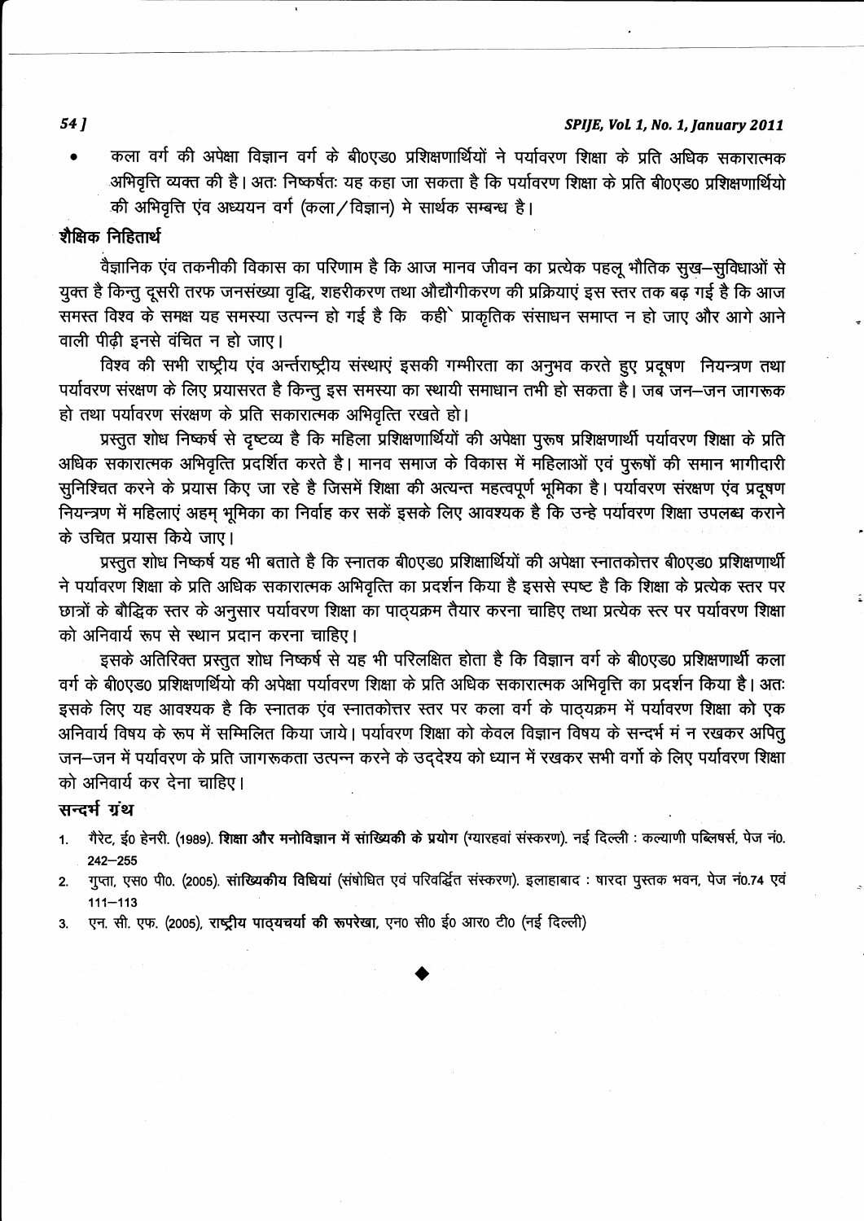- कला वर्ग की अपेक्षा विज्ञान वर्ग के बी0एड0 प्रशिक्षणार्थियों ने पर्यावरण शिक्षा के प्रति अधिक सकारात्मक अभिवृत्ति व्यक्त की है। अतः निष्कर्षतः यह कहा जा सकता है कि पर्यावरण शिक्षा के प्रति बी0एड0 प्रशिक्षणार्थियो की अभिवृत्ति एंव अध्ययन वर्ग (कला/विज्ञान) मे सार्थक सम्बन्ध है।

## शैक्षिक निहितार्थ

वैज्ञानिक एंव तकनीकी विकास का परिणाम है कि आज मानव जीवन का प्रत्येक पहलू भौतिक सुख–सुविधाओं से युक्त है किन्तु दूसरी तरफ जनसंख्या वृद्धि, शहरीकरण तथा औद्यौगीकरण की प्रक्रियाएं इस स्तर तक बढ़ गई है कि आज समस्त विश्व के समक्ष यह समस्या उत्पन्न हो गई है कि कहीं प्राकृतिक संसाधन समाप्त न हो जाए और आगे आने वाली पीढ़ी इनसे वंचित न हो जाए।

विश्व की सभी राष्ट्रीय एंव अर्न्तराष्ट्रीय संस्थाएं इसकी गम्भीरता का अनुभव करते हुए प्रदूषण नियन्त्रण तथा पर्यावरण संरक्षण के लिए प्रयासरत है किन्तु इस समस्या का स्थायी समाधान तभी हो सकता है। जब जन–जन जागरूक हो तथा पर्यावरण संरक्षण के प्रति सकारात्मक अभिवृत्ति रखते हो।

प्रस्तुत शोध निष्कर्ष से दृष्टव्य है कि महिला प्रशिक्षणार्थियों की अपेक्षा पुरूष प्रशिक्षणार्थी पर्यावरण शिक्षा के प्रति अधिक सकारात्मक अभिवृत्ति प्रदर्शित करते है। मानव समाज के विकास में महिलाओं एवं पुरूषों की समान भागीदारी सुनिश्चित करने के प्रयास किए जा रहे है जिसमें शिक्षा की अत्यन्त महत्वपूर्ण भूमिका है। पर्यावरण संरक्षण एंव प्रदूषण नियन्त्रण में महिलाएं अहम् भूमिका का निर्वाह कर सकें इसके लिए आवश्यक है कि उन्हे पर्यावरण शिक्षा उपलब्ध कराने के उचित प्रयास किये जाए।

प्रस्तुत शोध निष्कर्ष यह भी बताते है कि स्नातक बी0एड0 प्रशिक्षार्थियों की अपेक्षा स्नातकोत्तर बी0एड0 प्रशिक्षणार्थी ने पर्यावरण शिक्षा के प्रति अधिक सकारात्मक अभिवृत्ति का प्रदर्शन किया है इससे स्पष्ट है कि शिक्षा के प्रत्येक स्तर पर छात्रों के बौद्धिक स्तर के अनुसार पर्यावरण शिक्षा का पाठ्यक्रम तैयार करना चाहिए तथा प्रत्येक स्त्र पर पर्यावरण शिक्षा को अनिवार्य रूप से स्थान प्रदान करना चाहिए।

इसके अतिरिक्त प्रस्तुत शोध निष्कर्ष से यह भी परिलक्षित होता है कि विज्ञान वर्ग के बी0एड0 प्रशिक्षणार्थी कला वर्ग के बी0एड0 प्रशिक्षणर्थियो की अपेक्षा पर्यावरण शिक्षा के प्रति अधिक सकारात्मक अभिवृत्ति का प्रदर्शन किया है। अतः इसके लिए यह आवश्यक है कि स्नातक एंव स्नातकोत्तर स्तर पर कला वर्ग के पाठ्यक्रम में पर्यावरण शिक्षा को एक अनिवार्य विषय के रूप में सम्मिलित किया जाये। पर्यावरण शिक्षा को केवल विज्ञान विषय के सन्दर्भ मं न रखकर अपितु जन–जन में पर्यावरण के प्रति जागरूकता उत्पन्न करने के उद्देश्य को ध्यान में रखकर सभी वर्गो के लिए पर्यावरण शिक्षा को अनिवार्य कर देना चाहिए।

## सन्दर्भ ग्रंथ

1. गैरेट, ई0 हेनरी. (1989). **शिक्षा और मनोविज्ञान में सांख्यिकी के प्रयोग** (ग्यारहवां संस्करण). नई दिल्ली : कल्याणी पब्लिषर्स, पेज नं0. 242–255
2. गुप्ता, एस0 पी0. (2005). **सांख्यिकीय विधियां** (संषोधित एवं परिवर्द्धित संस्करण). इलाहाबाद : षारदा पुस्तक भवन, पेज नं0.74 एवं 111–113
3. एन. सी. एफ. (2005), **राष्ट्रीय पाठ्यचर्या की रूपरेखा**, एन0 सी0 ई0 आर0 टी0 (नई दिल्ली)